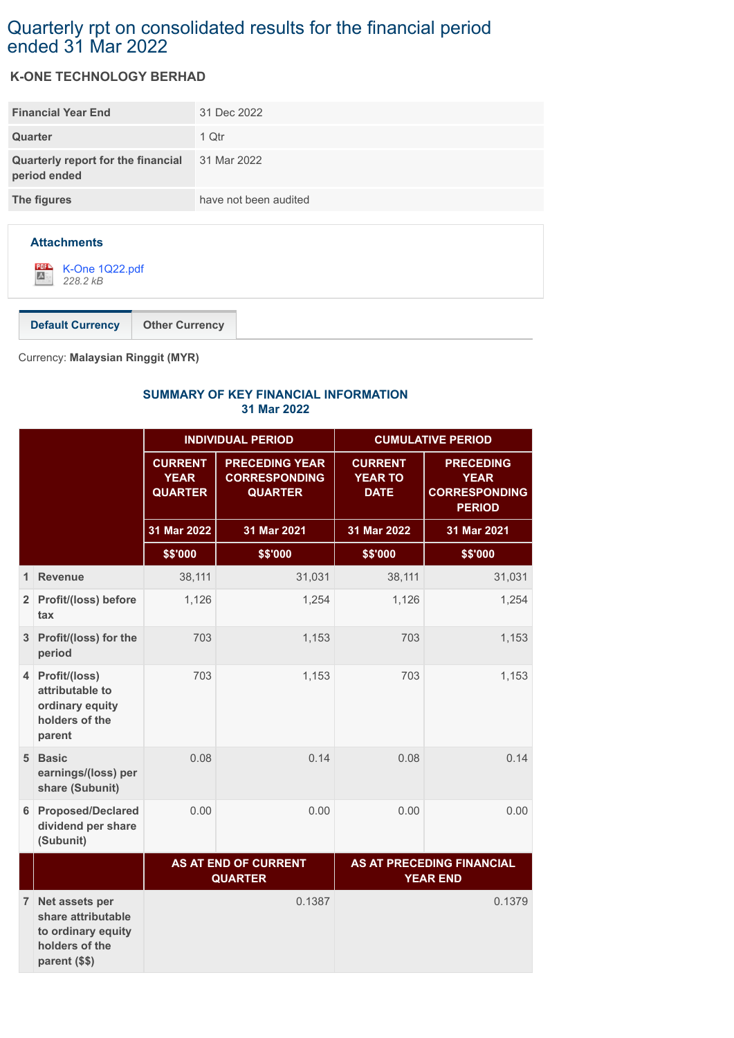# Quarterly rpt on consolidated results for the financial period ended 31 Mar 2022

**K-ONE TECHNOLOGY BERHAD**

| | |
|---|---|
| **Financial Year End** | 31 Dec 2022 |
| **Quarter** | 1 Qtr |
| **Quarterly report for the financial period ended** | 31 Mar 2022 |
| **The figures** | have not been audited |

**Attachments**

K-One 1Q22.pdf
*228.2 kB*

**Default Currency** | Other Currency

Currency: **Malaysian Ringgit (MYR)**

**SUMMARY OF KEY FINANCIAL INFORMATION**
**31 Mar 2022**

| | | INDIVIDUAL PERIOD | | CUMULATIVE PERIOD | |
|---|---|---|---|---|---|
| | | CURRENT YEAR QUARTER | PRECEDING YEAR CORRESPONDING QUARTER | CURRENT YEAR TO DATE | PRECEDING YEAR CORRESPONDING PERIOD |
| | | 31 Mar 2022 | 31 Mar 2021 | 31 Mar 2022 | 31 Mar 2021 |
| | | $$'000 | $$'000 | $$'000 | $$'000 |
| 1 | Revenue | 38,111 | 31,031 | 38,111 | 31,031 |
| 2 | Profit/(loss) before tax | 1,126 | 1,254 | 1,126 | 1,254 |
| 3 | Profit/(loss) for the period | 703 | 1,153 | 703 | 1,153 |
| 4 | Profit/(loss) attributable to ordinary equity holders of the parent | 703 | 1,153 | 703 | 1,153 |
| 5 | Basic earnings/(loss) per share (Subunit) | 0.08 | 0.14 | 0.08 | 0.14 |
| 6 | Proposed/Declared dividend per share (Subunit) | 0.00 | 0.00 | 0.00 | 0.00 |
| | | AS AT END OF CURRENT QUARTER | | AS AT PRECEDING FINANCIAL YEAR END | |
| 7 | Net assets per share attributable to ordinary equity holders of the parent ($$) | 0.1387 | | 0.1379 | |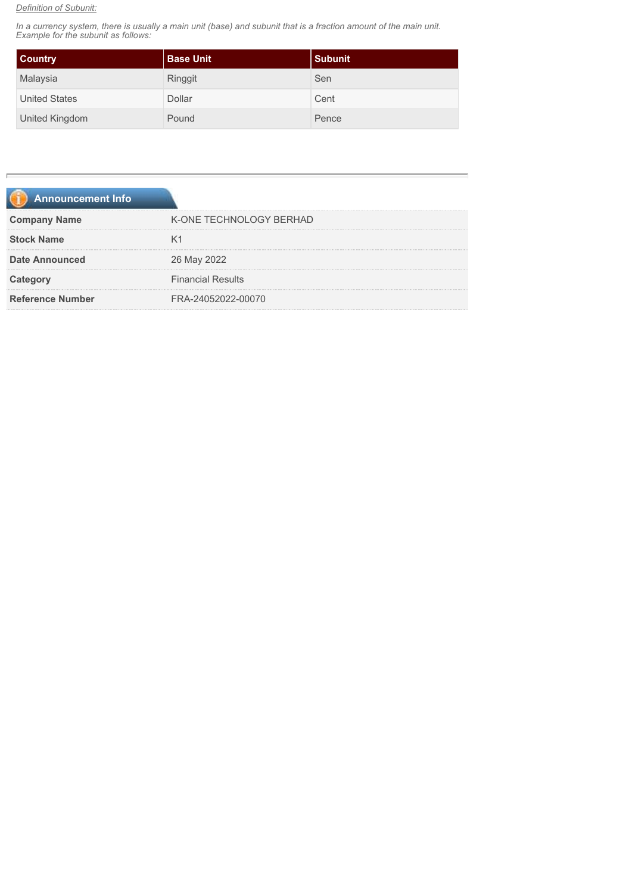*Definition of Subunit:*

*In a currency system, there is usually a main unit (base) and subunit that is a fraction amount of the main unit. Example for the subunit as follows:*

| Country | Base Unit | Subunit |
|---|---|---|
| Malaysia | Ringgit | Sen |
| United States | Dollar | Cent |
| United Kingdom | Pound | Pence |

## Announcement Info

| | |
|---|---|
| **Company Name** | K-ONE TECHNOLOGY BERHAD |
| **Stock Name** | K1 |
| **Date Announced** | 26 May 2022 |
| **Category** | Financial Results |
| **Reference Number** | FRA-24052022-00070 |